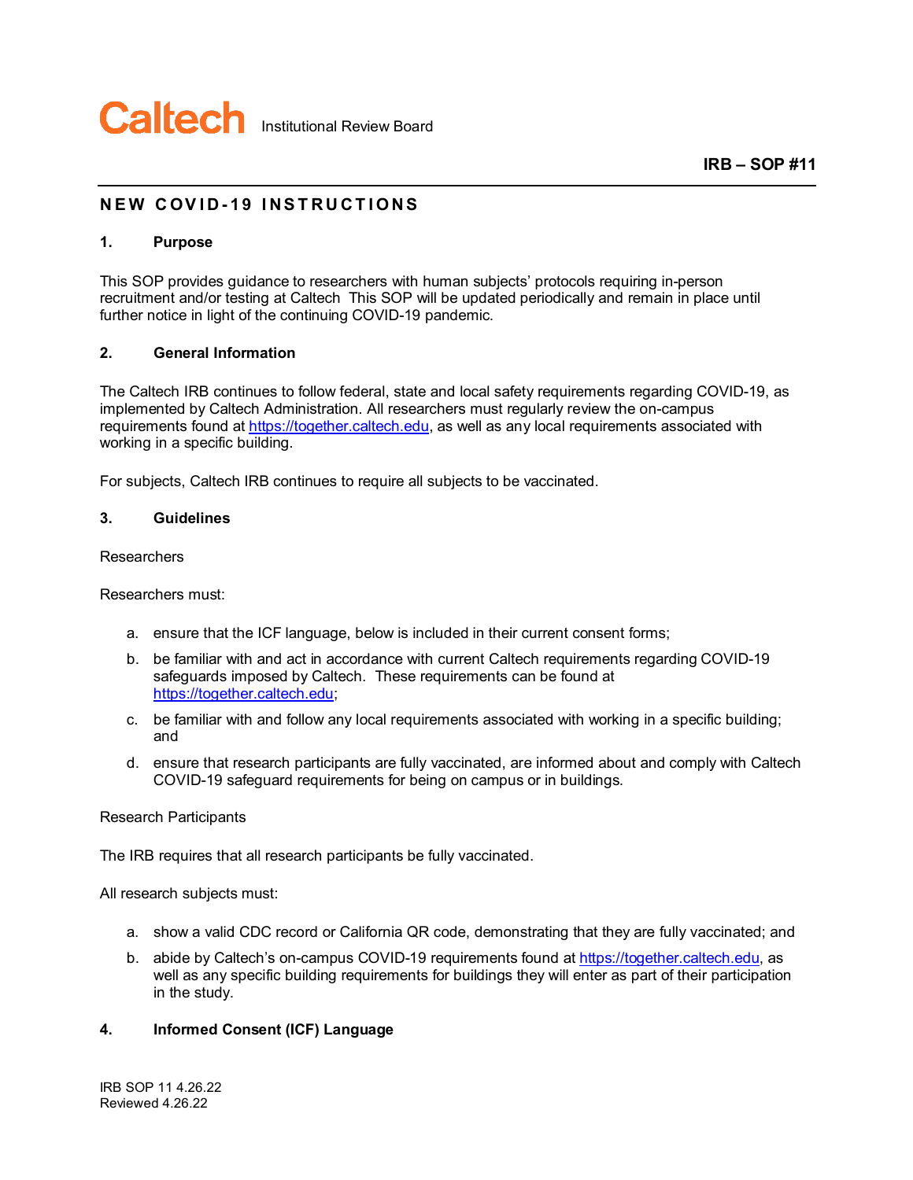Caltech Institutional Review Board

**IRB – SOP #11**

# NEW COVID-19 INSTRUCTIONS

## 1. Purpose

This SOP provides guidance to researchers with human subjects' protocols requiring in-person recruitment and/or testing at Caltech This SOP will be updated periodically and remain in place until further notice in light of the continuing COVID-19 pandemic.

## 2. General Information

The Caltech IRB continues to follow federal, state and local safety requirements regarding COVID-19, as implemented by Caltech Administration. All researchers must regularly review the on-campus requirements found at https://together.caltech.edu, as well as any local requirements associated with working in a specific building.

For subjects, Caltech IRB continues to require all subjects to be vaccinated.

## 3. Guidelines

Researchers

Researchers must:

a. ensure that the ICF language, below is included in their current consent forms;

b. be familiar with and act in accordance with current Caltech requirements regarding COVID-19 safeguards imposed by Caltech. These requirements can be found at https://together.caltech.edu;

c. be familiar with and follow any local requirements associated with working in a specific building; and

d. ensure that research participants are fully vaccinated, are informed about and comply with Caltech COVID-19 safeguard requirements for being on campus or in buildings.

Research Participants

The IRB requires that all research participants be fully vaccinated.

All research subjects must:

a. show a valid CDC record or California QR code, demonstrating that they are fully vaccinated; and

b. abide by Caltech's on-campus COVID-19 requirements found at https://together.caltech.edu, as well as any specific building requirements for buildings they will enter as part of their participation in the study.

## 4. Informed Consent (ICF) Language

IRB SOP 11 4.26.22
Reviewed 4.26.22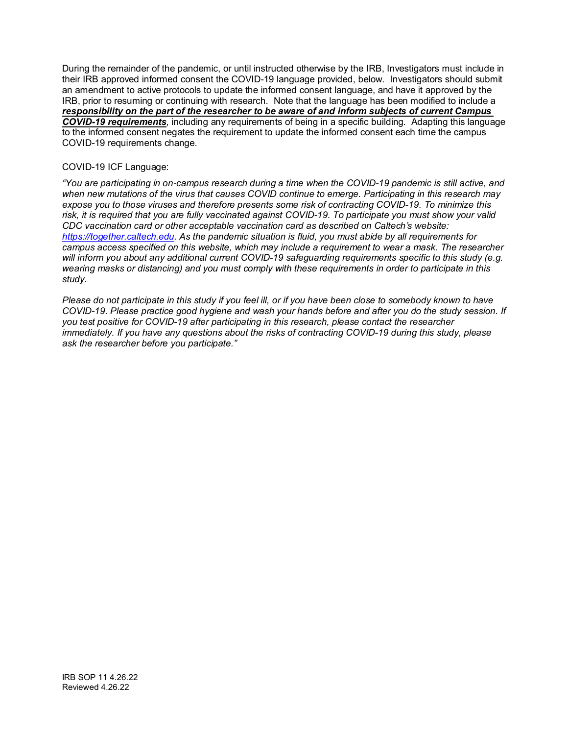During the remainder of the pandemic, or until instructed otherwise by the IRB, Investigators must include in their IRB approved informed consent the COVID-19 language provided, below. Investigators should submit an amendment to active protocols to update the informed consent language, and have it approved by the IRB, prior to resuming or continuing with research. Note that the language has been modified to include a ***responsibility on the part of the researcher to be aware of and inform subjects of current Campus COVID-19 requirements***, including any requirements of being in a specific building. Adapting this language to the informed consent negates the requirement to update the informed consent each time the campus COVID-19 requirements change.

COVID-19 ICF Language:

*"You are participating in on-campus research during a time when the COVID-19 pandemic is still active, and when new mutations of the virus that causes COVID continue to emerge. Participating in this research may expose you to those viruses and therefore presents some risk of contracting COVID-19. To minimize this risk, it is required that you are fully vaccinated against COVID-19. To participate you must show your valid CDC vaccination card or other acceptable vaccination card as described on Caltech's website: [https://together.caltech.edu](https://together.caltech.edu). As the pandemic situation is fluid, you must abide by all requirements for campus access specified on this website, which may include a requirement to wear a mask. The researcher will inform you about any additional current COVID-19 safeguarding requirements specific to this study (e.g. wearing masks or distancing) and you must comply with these requirements in order to participate in this study.*

*Please do not participate in this study if you feel ill, or if you have been close to somebody known to have COVID-19. Please practice good hygiene and wash your hands before and after you do the study session. If you test positive for COVID-19 after participating in this research, please contact the researcher immediately. If you have any questions about the risks of contracting COVID-19 during this study, please ask the researcher before you participate."*